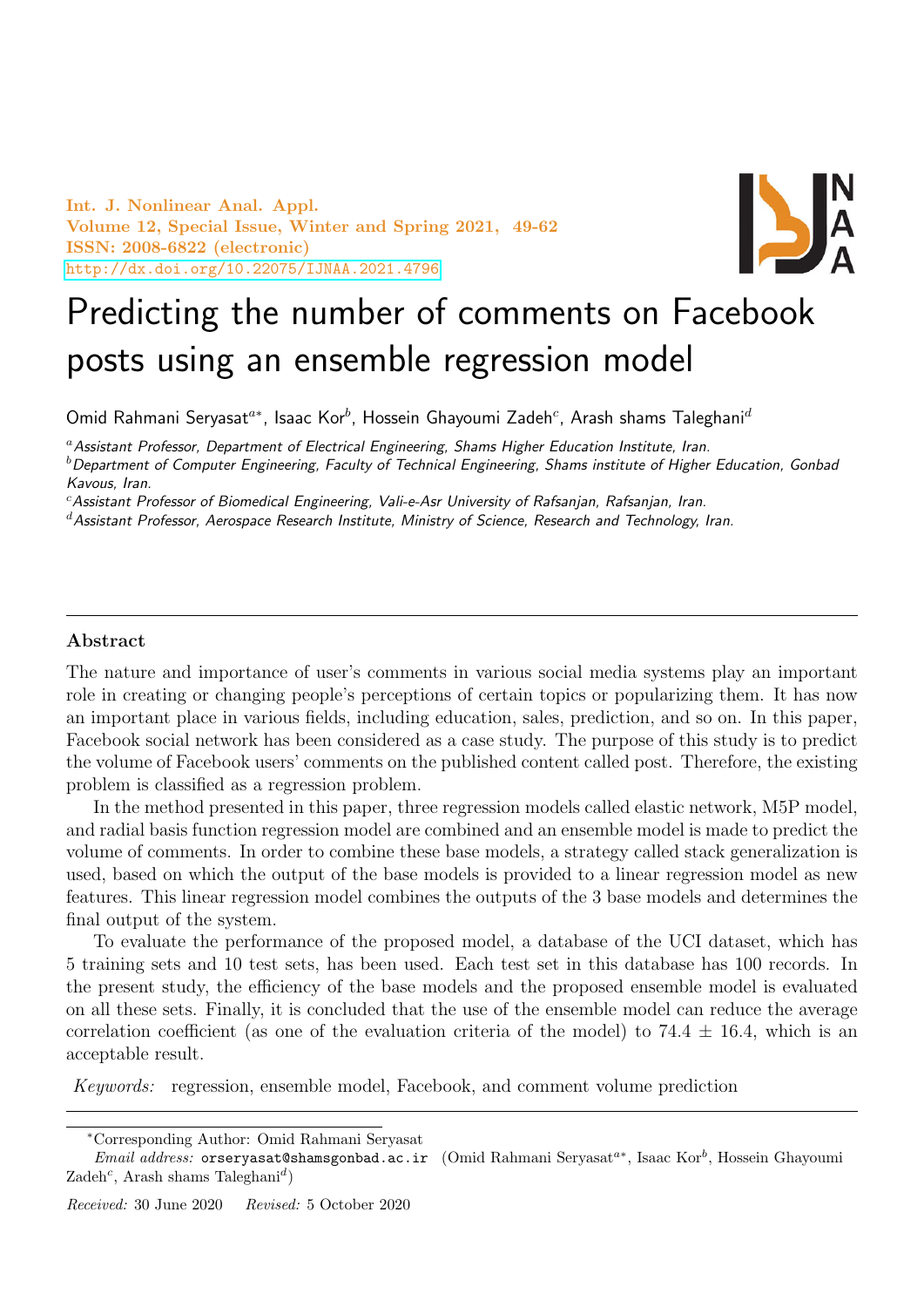# Predicting the number of comments on Facebook posts using an ensemble regression model

Omid Rahmani Seryasat[a*], Isaac Kor[b], Hossein Ghayoumi Zadeh[c], Arash shams Taleghani[d]

[a] *Assistant Professor, Department of Electrical Engineering, Shams Higher Education Institute, Iran.*

[b] *Department of Computer Engineering, Faculty of Technical Engineering, Shams institute of Higher Education, Gonbad Kavous, Iran.*

[c] *Assistant Professor of Biomedical Engineering, Vali-e-Asr University of Rafsanjan, Rafsanjan, Iran.*

[d] *Assistant Professor, Aerospace Research Institute, Ministry of Science, Research and Technology, Iran.*

## Abstract

The nature and importance of user's comments in various social media systems play an important role in creating or changing people's perceptions of certain topics or popularizing them. It has now an important place in various fields, including education, sales, prediction, and so on. In this paper, Facebook social network has been considered as a case study. The purpose of this study is to predict the volume of Facebook users' comments on the published content called post. Therefore, the existing problem is classified as a regression problem.

In the method presented in this paper, three regression models called elastic network, M5P model, and radial basis function regression model are combined and an ensemble model is made to predict the volume of comments. In order to combine these base models, a strategy called stack generalization is used, based on which the output of the base models is provided to a linear regression model as new features. This linear regression model combines the outputs of the 3 base models and determines the final output of the system.

To evaluate the performance of the proposed model, a database of the UCI dataset, which has 5 training sets and 10 test sets, has been used. Each test set in this database has 100 records. In the present study, the efficiency of the base models and the proposed ensemble model is evaluated on all these sets. Finally, it is concluded that the use of the ensemble model can reduce the average correlation coefficient (as one of the evaluation criteria of the model) to $74.4 \pm 16.4$, which is an acceptable result.

*Keywords:* regression, ensemble model, Facebook, and comment volume prediction

---

*Corresponding Author: Omid Rahmani Seryasat

*Email address:* orseryasat@shamsgonbad.ac.ir (Omid Rahmani Seryasat[a*], Isaac Kor[b], Hossein Ghayoumi Zadeh[c], Arash shams Taleghani[d])

*Received:* 30 June 2020 *Revised:* 5 October 2020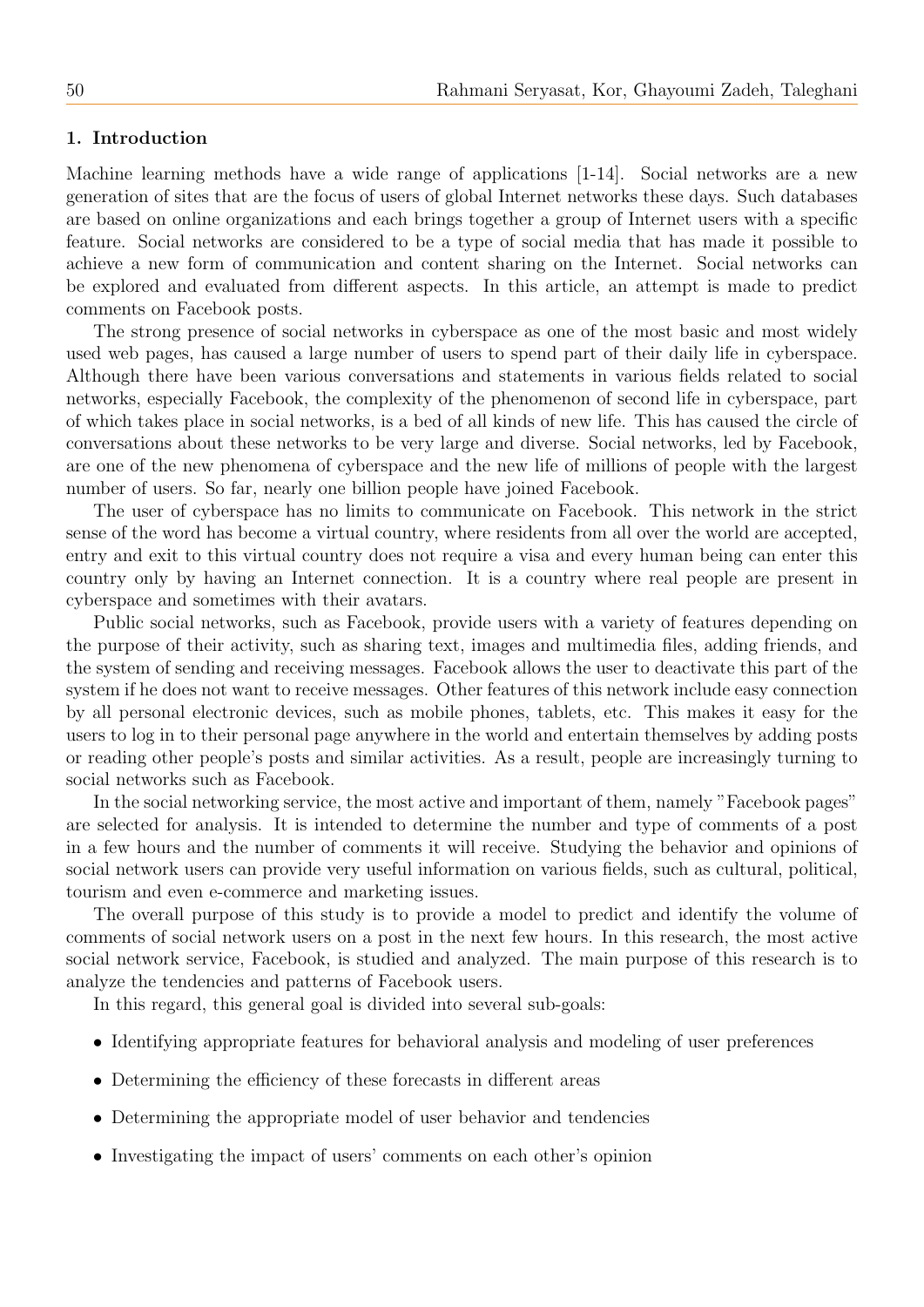## 1. Introduction

Machine learning methods have a wide range of applications [1-14]. Social networks are a new generation of sites that are the focus of users of global Internet networks these days. Such databases are based on online organizations and each brings together a group of Internet users with a specific feature. Social networks are considered to be a type of social media that has made it possible to achieve a new form of communication and content sharing on the Internet. Social networks can be explored and evaluated from different aspects. In this article, an attempt is made to predict comments on Facebook posts.

The strong presence of social networks in cyberspace as one of the most basic and most widely used web pages, has caused a large number of users to spend part of their daily life in cyberspace. Although there have been various conversations and statements in various fields related to social networks, especially Facebook, the complexity of the phenomenon of second life in cyberspace, part of which takes place in social networks, is a bed of all kinds of new life. This has caused the circle of conversations about these networks to be very large and diverse. Social networks, led by Facebook, are one of the new phenomena of cyberspace and the new life of millions of people with the largest number of users. So far, nearly one billion people have joined Facebook.

The user of cyberspace has no limits to communicate on Facebook. This network in the strict sense of the word has become a virtual country, where residents from all over the world are accepted, entry and exit to this virtual country does not require a visa and every human being can enter this country only by having an Internet connection. It is a country where real people are present in cyberspace and sometimes with their avatars.

Public social networks, such as Facebook, provide users with a variety of features depending on the purpose of their activity, such as sharing text, images and multimedia files, adding friends, and the system of sending and receiving messages. Facebook allows the user to deactivate this part of the system if he does not want to receive messages. Other features of this network include easy connection by all personal electronic devices, such as mobile phones, tablets, etc. This makes it easy for the users to log in to their personal page anywhere in the world and entertain themselves by adding posts or reading other people's posts and similar activities. As a result, people are increasingly turning to social networks such as Facebook.

In the social networking service, the most active and important of them, namely "Facebook pages" are selected for analysis. It is intended to determine the number and type of comments of a post in a few hours and the number of comments it will receive. Studying the behavior and opinions of social network users can provide very useful information on various fields, such as cultural, political, tourism and even e-commerce and marketing issues.

The overall purpose of this study is to provide a model to predict and identify the volume of comments of social network users on a post in the next few hours. In this research, the most active social network service, Facebook, is studied and analyzed. The main purpose of this research is to analyze the tendencies and patterns of Facebook users.

In this regard, this general goal is divided into several sub-goals:

- Identifying appropriate features for behavioral analysis and modeling of user preferences
- Determining the efficiency of these forecasts in different areas
- Determining the appropriate model of user behavior and tendencies
- Investigating the impact of users' comments on each other's opinion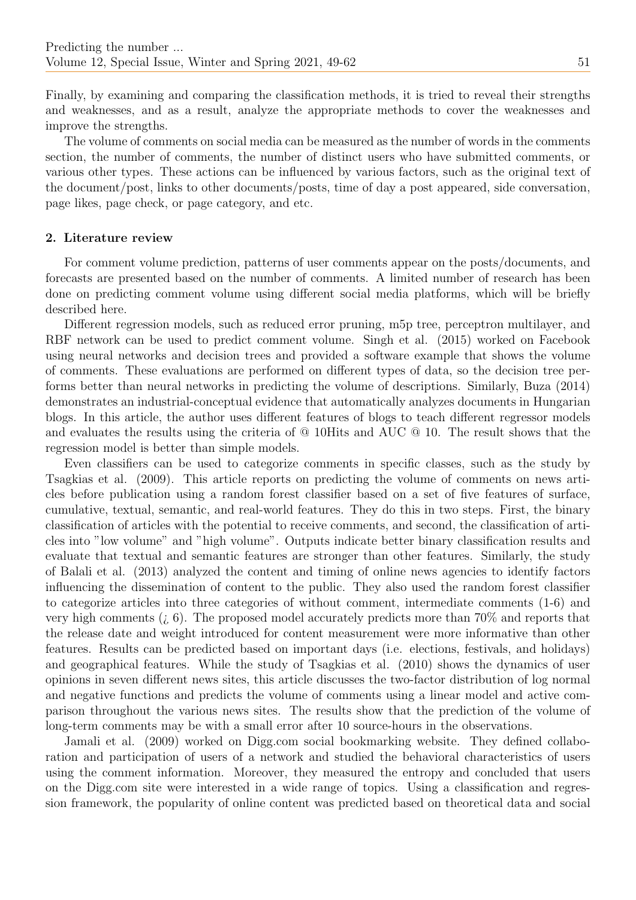Finally, by examining and comparing the classification methods, it is tried to reveal their strengths and weaknesses, and as a result, analyze the appropriate methods to cover the weaknesses and improve the strengths.

The volume of comments on social media can be measured as the number of words in the comments section, the number of comments, the number of distinct users who have submitted comments, or various other types. These actions can be influenced by various factors, such as the original text of the document/post, links to other documents/posts, time of day a post appeared, side conversation, page likes, page check, or page category, and etc.

## 2. Literature review

For comment volume prediction, patterns of user comments appear on the posts/documents, and forecasts are presented based on the number of comments. A limited number of research has been done on predicting comment volume using different social media platforms, which will be briefly described here.

Different regression models, such as reduced error pruning, m5p tree, perceptron multilayer, and RBF network can be used to predict comment volume. Singh et al. (2015) worked on Facebook using neural networks and decision trees and provided a software example that shows the volume of comments. These evaluations are performed on different types of data, so the decision tree performs better than neural networks in predicting the volume of descriptions. Similarly, Buza (2014) demonstrates an industrial-conceptual evidence that automatically analyzes documents in Hungarian blogs. In this article, the author uses different features of blogs to teach different regressor models and evaluates the results using the criteria of @ 10Hits and AUC @ 10. The result shows that the regression model is better than simple models.

Even classifiers can be used to categorize comments in specific classes, such as the study by Tsagkias et al. (2009). This article reports on predicting the volume of comments on news articles before publication using a random forest classifier based on a set of five features of surface, cumulative, textual, semantic, and real-world features. They do this in two steps. First, the binary classification of articles with the potential to receive comments, and second, the classification of articles into "low volume" and "high volume". Outputs indicate better binary classification results and evaluate that textual and semantic features are stronger than other features. Similarly, the study of Balali et al. (2013) analyzed the content and timing of online news agencies to identify factors influencing the dissemination of content to the public. They also used the random forest classifier to categorize articles into three categories of without comment, intermediate comments (1-6) and very high comments (¿ 6). The proposed model accurately predicts more than 70% and reports that the release date and weight introduced for content measurement were more informative than other features. Results can be predicted based on important days (i.e. elections, festivals, and holidays) and geographical features. While the study of Tsagkias et al. (2010) shows the dynamics of user opinions in seven different news sites, this article discusses the two-factor distribution of log normal and negative functions and predicts the volume of comments using a linear model and active comparison throughout the various news sites. The results show that the prediction of the volume of long-term comments may be with a small error after 10 source-hours in the observations.

Jamali et al. (2009) worked on Digg.com social bookmarking website. They defined collaboration and participation of users of a network and studied the behavioral characteristics of users using the comment information. Moreover, they measured the entropy and concluded that users on the Digg.com site were interested in a wide range of topics. Using a classification and regression framework, the popularity of online content was predicted based on theoretical data and social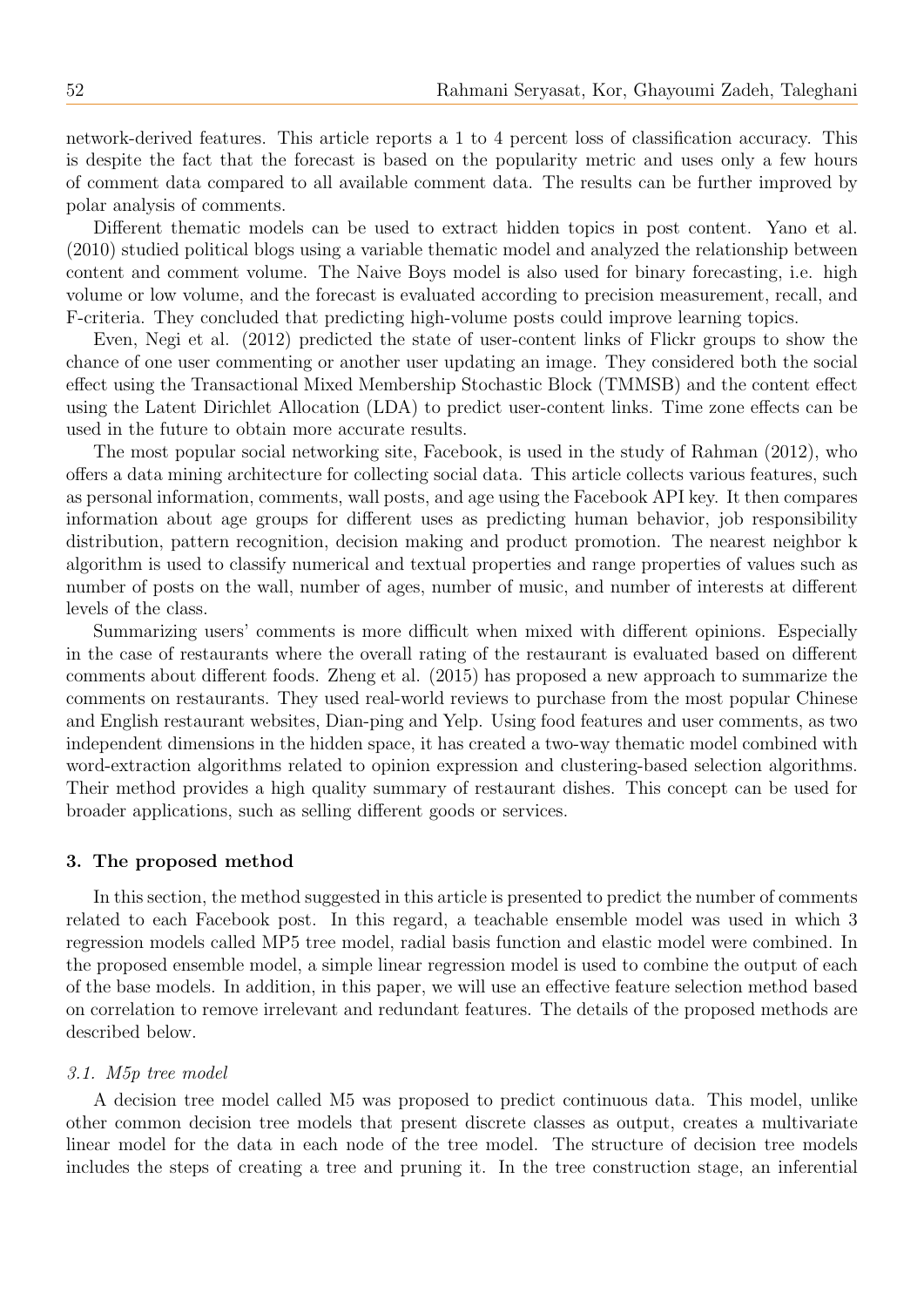network-derived features. This article reports a 1 to 4 percent loss of classification accuracy. This is despite the fact that the forecast is based on the popularity metric and uses only a few hours of comment data compared to all available comment data. The results can be further improved by polar analysis of comments.

Different thematic models can be used to extract hidden topics in post content. Yano et al. (2010) studied political blogs using a variable thematic model and analyzed the relationship between content and comment volume. The Naive Boys model is also used for binary forecasting, i.e. high volume or low volume, and the forecast is evaluated according to precision measurement, recall, and F-criteria. They concluded that predicting high-volume posts could improve learning topics.

Even, Negi et al. (2012) predicted the state of user-content links of Flickr groups to show the chance of one user commenting or another user updating an image. They considered both the social effect using the Transactional Mixed Membership Stochastic Block (TMMSB) and the content effect using the Latent Dirichlet Allocation (LDA) to predict user-content links. Time zone effects can be used in the future to obtain more accurate results.

The most popular social networking site, Facebook, is used in the study of Rahman (2012), who offers a data mining architecture for collecting social data. This article collects various features, such as personal information, comments, wall posts, and age using the Facebook API key. It then compares information about age groups for different uses as predicting human behavior, job responsibility distribution, pattern recognition, decision making and product promotion. The nearest neighbor k algorithm is used to classify numerical and textual properties and range properties of values such as number of posts on the wall, number of ages, number of music, and number of interests at different levels of the class.

Summarizing users' comments is more difficult when mixed with different opinions. Especially in the case of restaurants where the overall rating of the restaurant is evaluated based on different comments about different foods. Zheng et al. (2015) has proposed a new approach to summarize the comments on restaurants. They used real-world reviews to purchase from the most popular Chinese and English restaurant websites, Dian-ping and Yelp. Using food features and user comments, as two independent dimensions in the hidden space, it has created a two-way thematic model combined with word-extraction algorithms related to opinion expression and clustering-based selection algorithms. Their method provides a high quality summary of restaurant dishes. This concept can be used for broader applications, such as selling different goods or services.

## 3. The proposed method

In this section, the method suggested in this article is presented to predict the number of comments related to each Facebook post. In this regard, a teachable ensemble model was used in which 3 regression models called MP5 tree model, radial basis function and elastic model were combined. In the proposed ensemble model, a simple linear regression model is used to combine the output of each of the base models. In addition, in this paper, we will use an effective feature selection method based on correlation to remove irrelevant and redundant features. The details of the proposed methods are described below.

### *3.1. M5p tree model*

A decision tree model called M5 was proposed to predict continuous data. This model, unlike other common decision tree models that present discrete classes as output, creates a multivariate linear model for the data in each node of the tree model. The structure of decision tree models includes the steps of creating a tree and pruning it. In the tree construction stage, an inferential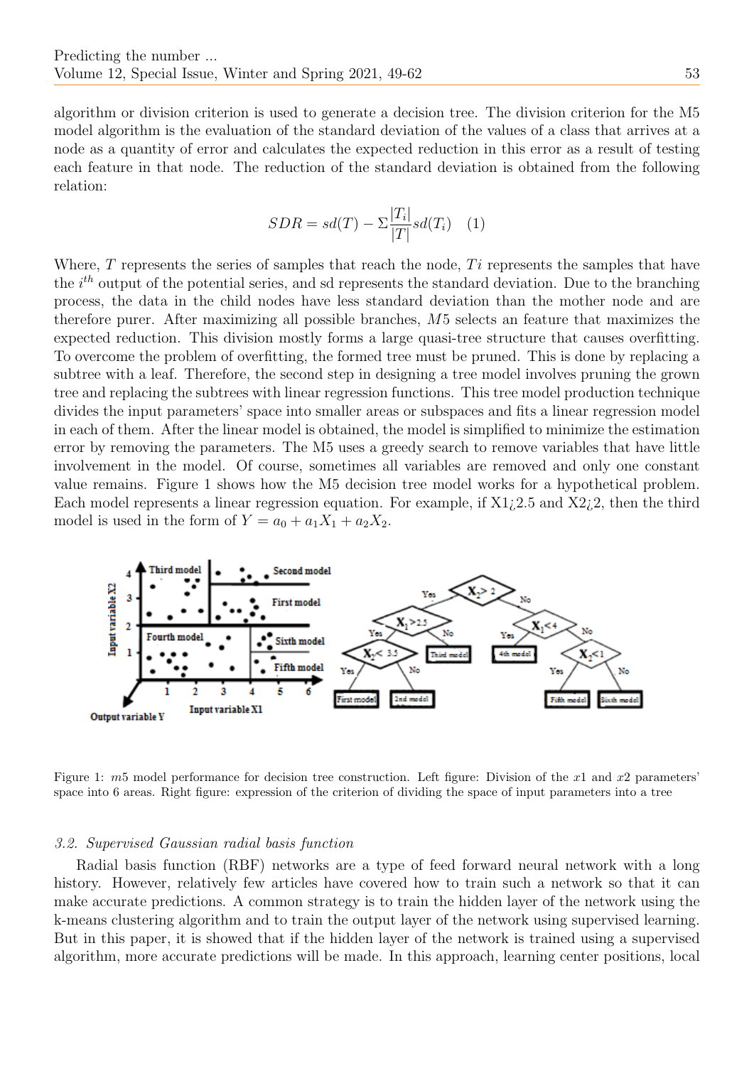algorithm or division criterion is used to generate a decision tree. The division criterion for the M5 model algorithm is the evaluation of the standard deviation of the values of a class that arrives at a node as a quantity of error and calculates the expected reduction in this error as a result of testing each feature in that node. The reduction of the standard deviation is obtained from the following relation:

$$SDR = sd(T) - \Sigma \frac{|T_i|}{|T|} sd(T_i) \quad (1)$$

Where, $T$ represents the series of samples that reach the node, $Ti$ represents the samples that have the $i^{th}$ output of the potential series, and sd represents the standard deviation. Due to the branching process, the data in the child nodes have less standard deviation than the mother node and are therefore purer. After maximizing all possible branches, $M5$ selects an feature that maximizes the expected reduction. This division mostly forms a large quasi-tree structure that causes overfitting. To overcome the problem of overfitting, the formed tree must be pruned. This is done by replacing a subtree with a leaf. Therefore, the second step in designing a tree model involves pruning the grown tree and replacing the subtrees with linear regression functions. This tree model production technique divides the input parameters' space into smaller areas or subspaces and fits a linear regression model in each of them. After the linear model is obtained, the model is simplified to minimize the estimation error by removing the parameters. The M5 uses a greedy search to remove variables that have little involvement in the model. Of course, sometimes all variables are removed and only one constant value remains. Figure 1 shows how the M5 decision tree model works for a hypothetical problem. Each model represents a linear regression equation. For example, if X1¿2.5 and X2¿2, then the third model is used in the form of $Y = a_0 + a_1X_1 + a_2X_2$.

Figure 1: $m5$ model performance for decision tree construction. Left figure: Division of the $x1$ and $x2$ parameters' space into 6 areas. Right figure: expression of the criterion of dividing the space of input parameters into a tree

### 3.2. Supervised Gaussian radial basis function

Radial basis function (RBF) networks are a type of feed forward neural network with a long history. However, relatively few articles have covered how to train such a network so that it can make accurate predictions. A common strategy is to train the hidden layer of the network using the k-means clustering algorithm and to train the output layer of the network using supervised learning. But in this paper, it is showed that if the hidden layer of the network is trained using a supervised algorithm, more accurate predictions will be made. In this approach, learning center positions, local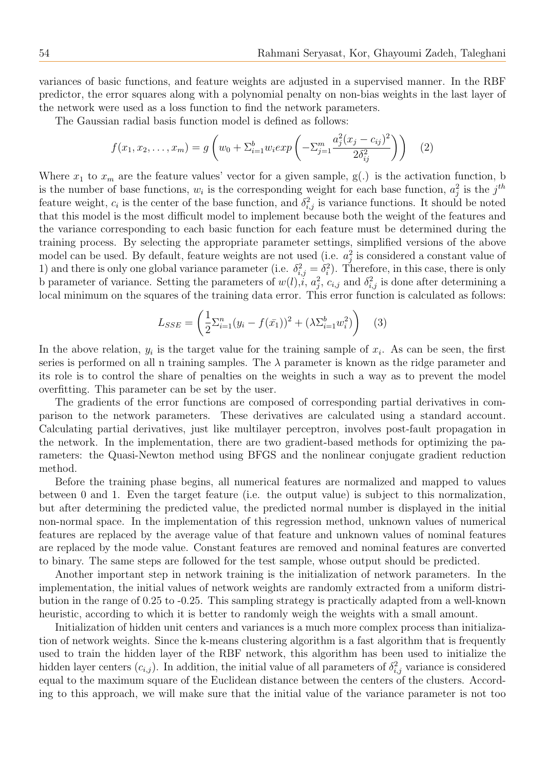variances of basic functions, and feature weights are adjusted in a supervised manner. In the RBF predictor, the error squares along with a polynomial penalty on non-bias weights in the last layer of the network were used as a loss function to find the network parameters.

The Gaussian radial basis function model is defined as follows:

$$f(x_1, x_2, \ldots, x_m) = g\left(w_0 + \Sigma_{i=1}^{b} w_i exp\left(-\Sigma_{j=1}^{m} \frac{a_j^2 (x_j - c_{ij})^2}{2\delta_{ij}^2}\right)\right) \quad (2)$$

Where $x_1$ to $x_m$ are the feature values' vector for a given sample, g(.) is the activation function, b is the number of base functions, $w_i$ is the corresponding weight for each base function, $a_j^2$ is the $j^{th}$ feature weight, $c_i$ is the center of the base function, and $\delta_{i,j}^2$ is variance functions. It should be noted that this model is the most difficult model to implement because both the weight of the features and the variance corresponding to each basic function for each feature must be determined during the training process. By selecting the appropriate parameter settings, simplified versions of the above model can be used. By default, feature weights are not used (i.e. $a_j^2$ is considered a constant value of 1) and there is only one global variance parameter (i.e. $\delta_{i,j}^2 = \delta_i^2$). Therefore, in this case, there is only b parameter of variance. Setting the parameters of $w(l), i$, $a_j^2$, $c_{i,j}$ and $\delta_{i,j}^2$ is done after determining a local minimum on the squares of the training data error. This error function is calculated as follows:

$$L_{SSE} = \left(\frac{1}{2}\Sigma_{i=1}^{n}(y_i - f(\bar{x_1}))^2 + (\lambda \Sigma_{i=1}^{b} w_i^2)\right) \quad (3)$$

In the above relation, $y_i$ is the target value for the training sample of $x_i$. As can be seen, the first series is performed on all n training samples. The $\lambda$ parameter is known as the ridge parameter and its role is to control the share of penalties on the weights in such a way as to prevent the model overfitting. This parameter can be set by the user.

The gradients of the error functions are composed of corresponding partial derivatives in comparison to the network parameters. These derivatives are calculated using a standard account. Calculating partial derivatives, just like multilayer perceptron, involves post-fault propagation in the network. In the implementation, there are two gradient-based methods for optimizing the parameters: the Quasi-Newton method using BFGS and the nonlinear conjugate gradient reduction method.

Before the training phase begins, all numerical features are normalized and mapped to values between 0 and 1. Even the target feature (i.e. the output value) is subject to this normalization, but after determining the predicted value, the predicted normal number is displayed in the initial non-normal space. In the implementation of this regression method, unknown values of numerical features are replaced by the average value of that feature and unknown values of nominal features are replaced by the mode value. Constant features are removed and nominal features are converted to binary. The same steps are followed for the test sample, whose output should be predicted.

Another important step in network training is the initialization of network parameters. In the implementation, the initial values of network weights are randomly extracted from a uniform distribution in the range of 0.25 to -0.25. This sampling strategy is practically adapted from a well-known heuristic, according to which it is better to randomly weigh the weights with a small amount.

Initialization of hidden unit centers and variances is a much more complex process than initialization of network weights. Since the k-means clustering algorithm is a fast algorithm that is frequently used to train the hidden layer of the RBF network, this algorithm has been used to initialize the hidden layer centers ($c_{i,j}$). In addition, the initial value of all parameters of $\delta_{i,j}^2$ variance is considered equal to the maximum square of the Euclidean distance between the centers of the clusters. According to this approach, we will make sure that the initial value of the variance parameter is not too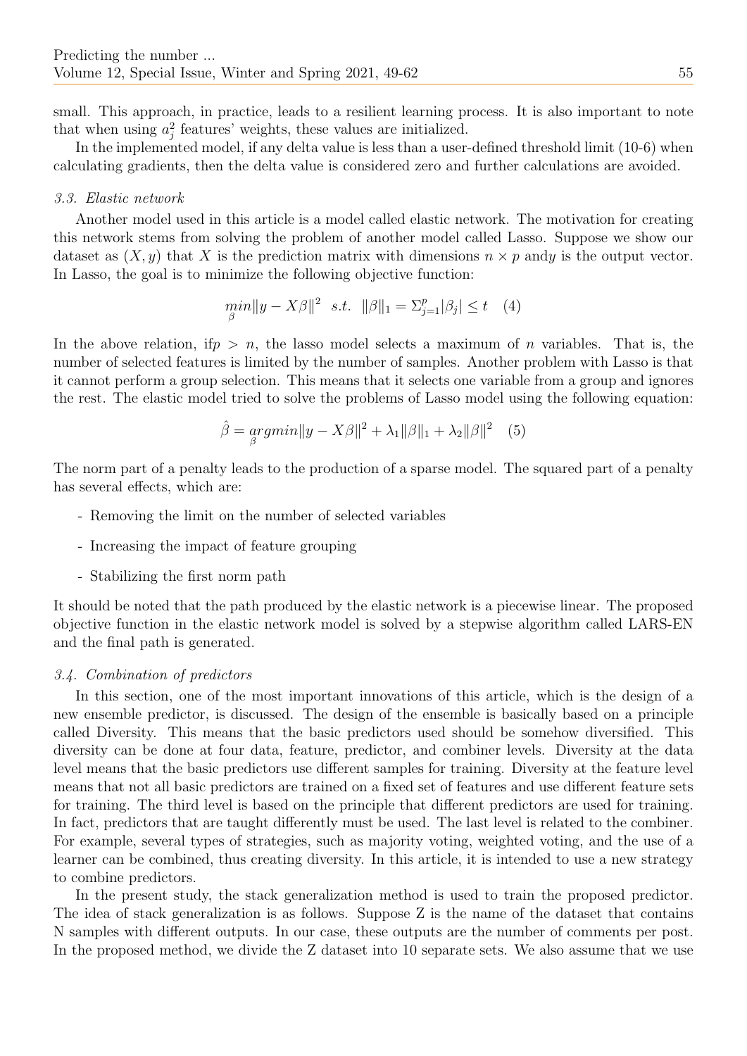small. This approach, in practice, leads to a resilient learning process. It is also important to note that when using $a_j^2$ features' weights, these values are initialized.

In the implemented model, if any delta value is less than a user-defined threshold limit (10-6) when calculating gradients, then the delta value is considered zero and further calculations are avoided.

### *3.3. Elastic network*

Another model used in this article is a model called elastic network. The motivation for creating this network stems from solving the problem of another model called Lasso. Suppose we show our dataset as $(X, y)$ that $X$ is the prediction matrix with dimensions $n \times p$ and$y$ is the output vector. In Lasso, the goal is to minimize the following objective function:

$$\underset{\beta}{min} \|y - X\beta\|^2 \quad s.t. \quad \|\beta\|_1 = \Sigma_{j=1}^{p} |\beta_j| \leq t \quad (4)$$

In the above relation, if$p > n$, the lasso model selects a maximum of $n$ variables. That is, the number of selected features is limited by the number of samples. Another problem with Lasso is that it cannot perform a group selection. This means that it selects one variable from a group and ignores the rest. The elastic model tried to solve the problems of Lasso model using the following equation:

$$\hat{\beta} = \underset{\beta}{argmin} \|y - X\beta\|^2 + \lambda_1 \|\beta\|_1 + \lambda_2 \|\beta\|^2 \quad (5)$$

The norm part of a penalty leads to the production of a sparse model. The squared part of a penalty has several effects, which are:

- Removing the limit on the number of selected variables
- Increasing the impact of feature grouping
- Stabilizing the first norm path

It should be noted that the path produced by the elastic network is a piecewise linear. The proposed objective function in the elastic network model is solved by a stepwise algorithm called LARS-EN and the final path is generated.

### *3.4. Combination of predictors*

In this section, one of the most important innovations of this article, which is the design of a new ensemble predictor, is discussed. The design of the ensemble is basically based on a principle called Diversity. This means that the basic predictors used should be somehow diversified. This diversity can be done at four data, feature, predictor, and combiner levels. Diversity at the data level means that the basic predictors use different samples for training. Diversity at the feature level means that not all basic predictors are trained on a fixed set of features and use different feature sets for training. The third level is based on the principle that different predictors are used for training. In fact, predictors that are taught differently must be used. The last level is related to the combiner. For example, several types of strategies, such as majority voting, weighted voting, and the use of a learner can be combined, thus creating diversity. In this article, it is intended to use a new strategy to combine predictors.

In the present study, the stack generalization method is used to train the proposed predictor. The idea of stack generalization is as follows. Suppose Z is the name of the dataset that contains N samples with different outputs. In our case, these outputs are the number of comments per post. In the proposed method, we divide the Z dataset into 10 separate sets. We also assume that we use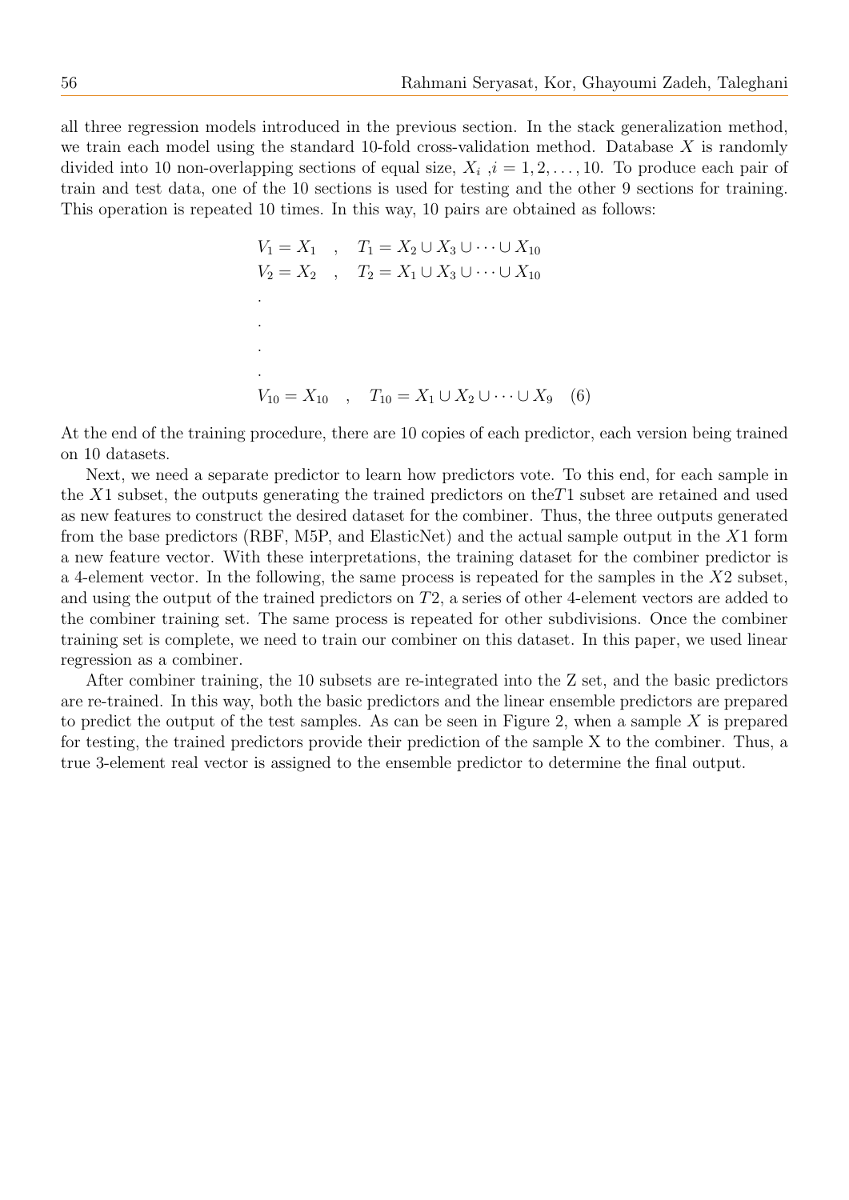all three regression models introduced in the previous section. In the stack generalization method, we train each model using the standard 10-fold cross-validation method. Database $X$ is randomly divided into 10 non-overlapping sections of equal size, $X_i$ ,$i = 1, 2, \ldots, 10$. To produce each pair of train and test data, one of the 10 sections is used for testing and the other 9 sections for training. This operation is repeated 10 times. In this way, 10 pairs are obtained as follows:

$$
\begin{aligned}
&V_1 = X_1 \quad , \quad T_1 = X_2 \cup X_3 \cup \cdots \cup X_{10} \\
&V_2 = X_2 \quad , \quad T_2 = X_1 \cup X_3 \cup \cdots \cup X_{10} \\
&. \\
&. \\
&. \\
&. \\
&V_{10} = X_{10} \quad , \quad T_{10} = X_1 \cup X_2 \cup \cdots \cup X_9 \quad (6)
\end{aligned}
$$

At the end of the training procedure, there are 10 copies of each predictor, each version being trained on 10 datasets.

Next, we need a separate predictor to learn how predictors vote. To this end, for each sample in the $X1$ subset, the outputs generating the trained predictors on the$T1$ subset are retained and used as new features to construct the desired dataset for the combiner. Thus, the three outputs generated from the base predictors (RBF, M5P, and ElasticNet) and the actual sample output in the $X1$ form a new feature vector. With these interpretations, the training dataset for the combiner predictor is a 4-element vector. In the following, the same process is repeated for the samples in the $X2$ subset, and using the output of the trained predictors on $T2$, a series of other 4-element vectors are added to the combiner training set. The same process is repeated for other subdivisions. Once the combiner training set is complete, we need to train our combiner on this dataset. In this paper, we used linear regression as a combiner.

After combiner training, the 10 subsets are re-integrated into the Z set, and the basic predictors are re-trained. In this way, both the basic predictors and the linear ensemble predictors are prepared to predict the output of the test samples. As can be seen in Figure 2, when a sample $X$ is prepared for testing, the trained predictors provide their prediction of the sample X to the combiner. Thus, a true 3-element real vector is assigned to the ensemble predictor to determine the final output.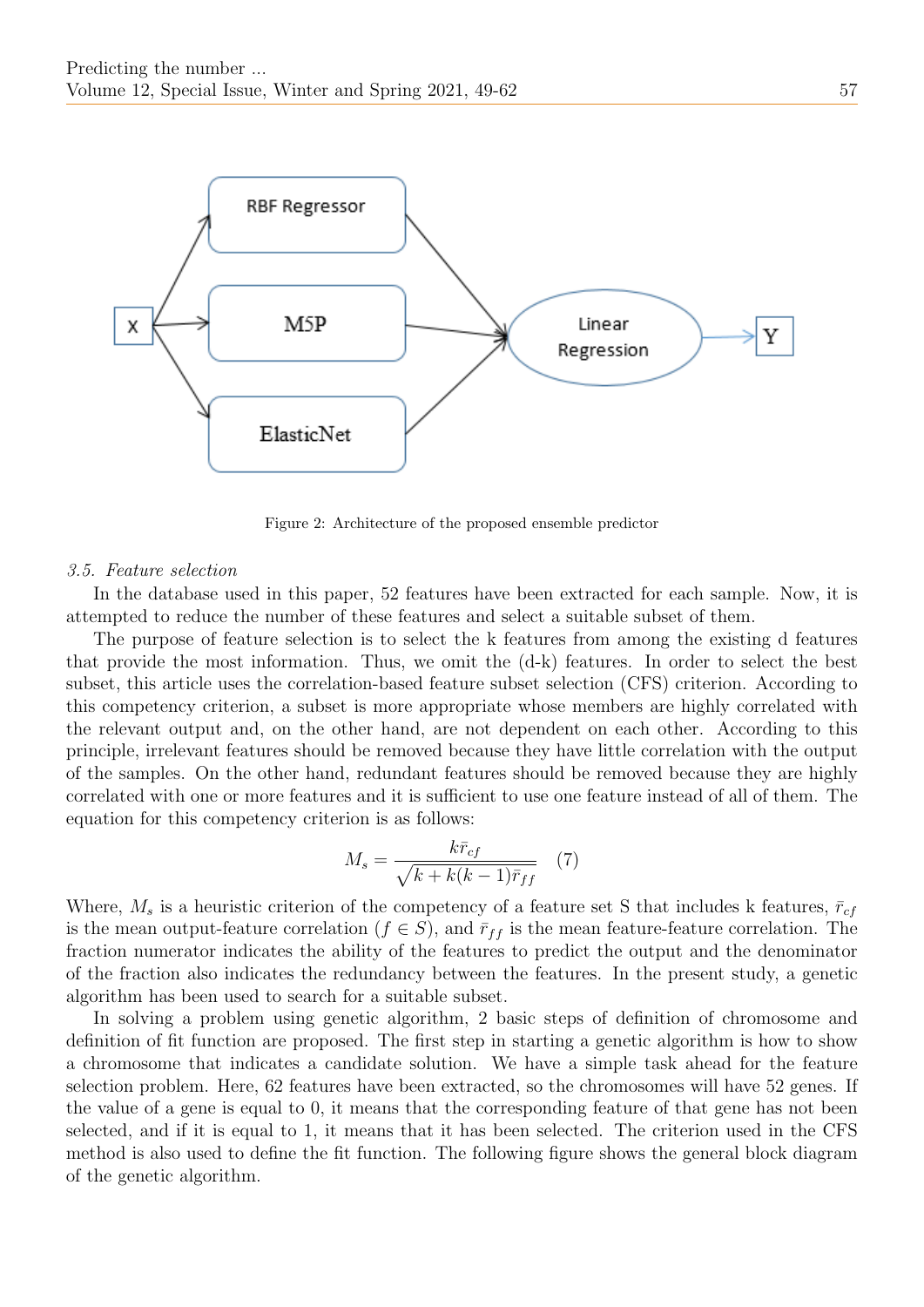Figure 2: Architecture of the proposed ensemble predictor

### 3.5. Feature selection

In the database used in this paper, 52 features have been extracted for each sample. Now, it is attempted to reduce the number of these features and select a suitable subset of them.

The purpose of feature selection is to select the k features from among the existing d features that provide the most information. Thus, we omit the (d-k) features. In order to select the best subset, this article uses the correlation-based feature subset selection (CFS) criterion. According to this competency criterion, a subset is more appropriate whose members are highly correlated with the relevant output and, on the other hand, are not dependent on each other. According to this principle, irrelevant features should be removed because they have little correlation with the output of the samples. On the other hand, redundant features should be removed because they are highly correlated with one or more features and it is sufficient to use one feature instead of all of them. The equation for this competency criterion is as follows:

$$M_s = \frac{k\bar{r}_{cf}}{\sqrt{k + k(k-1)\bar{r}_{ff}}} \quad (7)$$

Where, $M_s$ is a heuristic criterion of the competency of a feature set S that includes k features, $\bar{r}_{cf}$ is the mean output-feature correlation ($f \in S$), and $\bar{r}_{ff}$ is the mean feature-feature correlation. The fraction numerator indicates the ability of the features to predict the output and the denominator of the fraction also indicates the redundancy between the features. In the present study, a genetic algorithm has been used to search for a suitable subset.

In solving a problem using genetic algorithm, 2 basic steps of definition of chromosome and definition of fit function are proposed. The first step in starting a genetic algorithm is how to show a chromosome that indicates a candidate solution. We have a simple task ahead for the feature selection problem. Here, 62 features have been extracted, so the chromosomes will have 52 genes. If the value of a gene is equal to 0, it means that the corresponding feature of that gene has not been selected, and if it is equal to 1, it means that it has been selected. The criterion used in the CFS method is also used to define the fit function. The following figure shows the general block diagram of the genetic algorithm.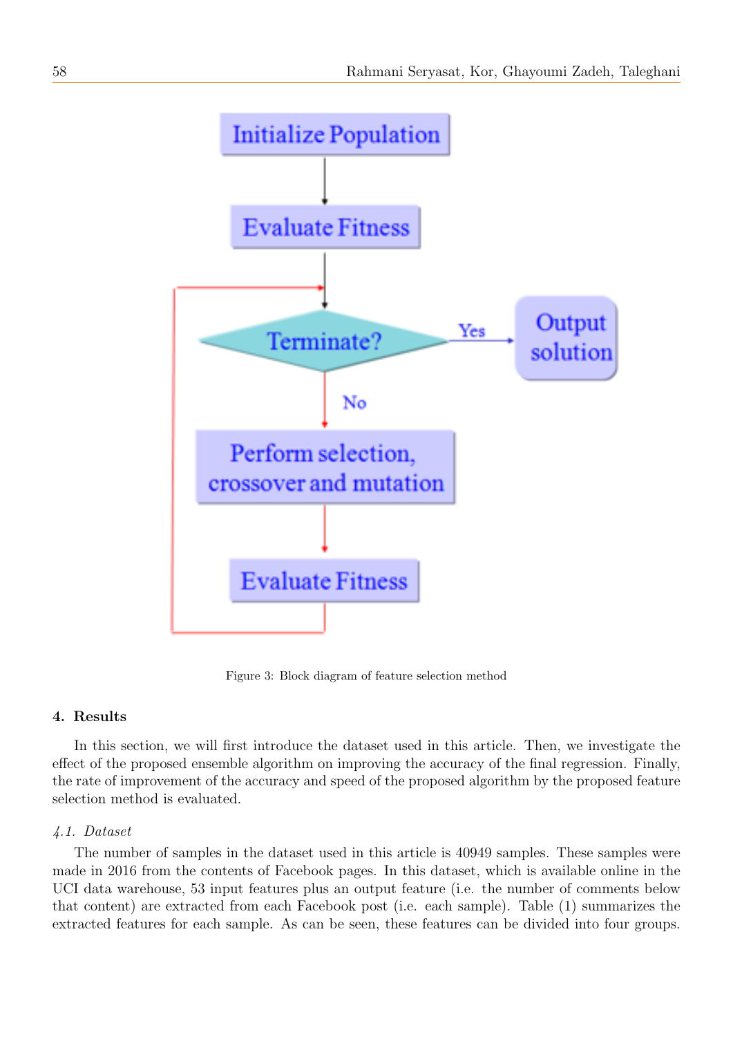Figure 3: Block diagram of feature selection method

## 4. Results

In this section, we will first introduce the dataset used in this article. Then, we investigate the effect of the proposed ensemble algorithm on improving the accuracy of the final regression. Finally, the rate of improvement of the accuracy and speed of the proposed algorithm by the proposed feature selection method is evaluated.

### *4.1. Dataset*

The number of samples in the dataset used in this article is 40949 samples. These samples were made in 2016 from the contents of Facebook pages. In this dataset, which is available online in the UCI data warehouse, 53 input features plus an output feature (i.e. the number of comments below that content) are extracted from each Facebook post (i.e. each sample). Table (1) summarizes the extracted features for each sample. As can be seen, these features can be divided into four groups.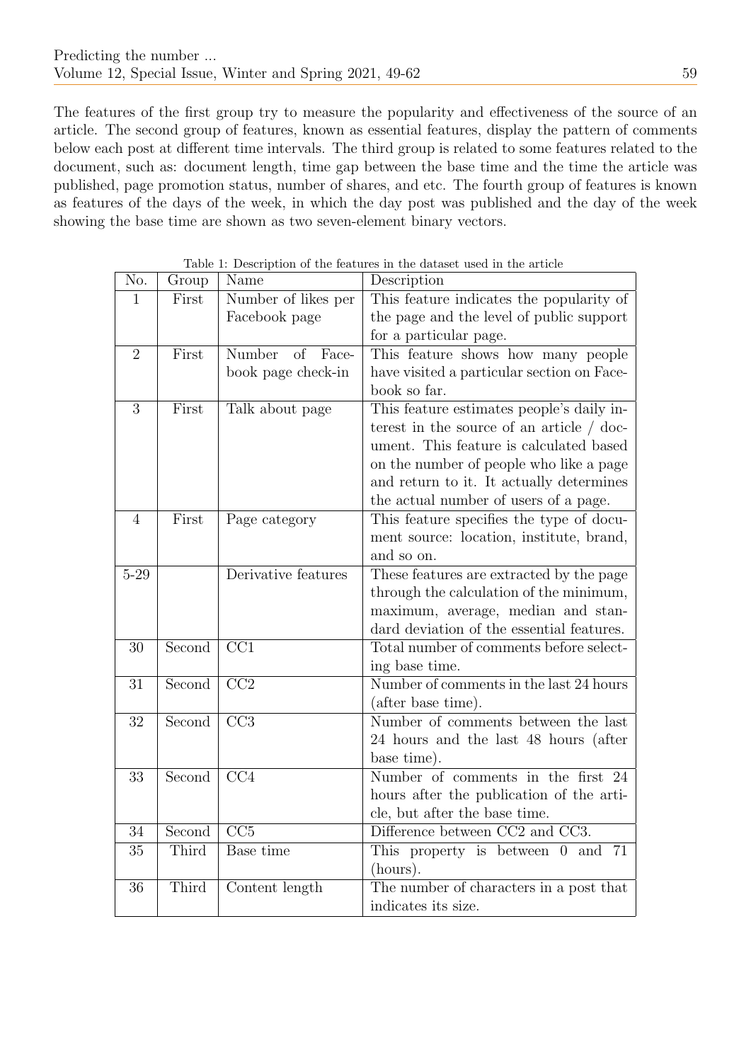The features of the first group try to measure the popularity and effectiveness of the source of an article. The second group of features, known as essential features, display the pattern of comments below each post at different time intervals. The third group is related to some features related to the document, such as: document length, time gap between the base time and the time the article was published, page promotion status, number of shares, and etc. The fourth group of features is known as features of the days of the week, in which the day post was published and the day of the week showing the base time are shown as two seven-element binary vectors.

Table 1: Description of the features in the dataset used in the article

| No. | Group | Name | Description |
|---|---|---|---|
| 1 | First | Number of likes per Facebook page | This feature indicates the popularity of the page and the level of public support for a particular page. |
| 2 | First | Number of Facebook page check-in | This feature shows how many people have visited a particular section on Facebook so far. |
| 3 | First | Talk about page | This feature estimates people's daily interest in the source of an article / document. This feature is calculated based on the number of people who like a page and return to it. It actually determines the actual number of users of a page. |
| 4 | First | Page category | This feature specifies the type of document source: location, institute, brand, and so on. |
| 5-29 | | Derivative features | These features are extracted by the page through the calculation of the minimum, maximum, average, median and standard deviation of the essential features. |
| 30 | Second | CC1 | Total number of comments before selecting base time. |
| 31 | Second | CC2 | Number of comments in the last 24 hours (after base time). |
| 32 | Second | CC3 | Number of comments between the last 24 hours and the last 48 hours (after base time). |
| 33 | Second | CC4 | Number of comments in the first 24 hours after the publication of the article, but after the base time. |
| 34 | Second | CC5 | Difference between CC2 and CC3. |
| 35 | Third | Base time | This property is between 0 and 71 (hours). |
| 36 | Third | Content length | The number of characters in a post that indicates its size. |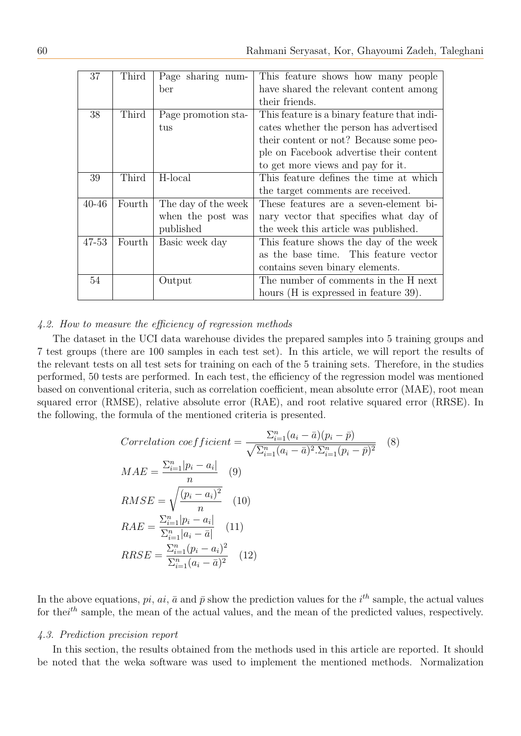| 37 | Third | Page sharing number | This feature shows how many people have shared the relevant content among their friends. |
|---|---|---|---|
| 38 | Third | Page promotion status | This feature is a binary feature that indicates whether the person has advertised their content or not? Because some people on Facebook advertise their content to get more views and pay for it. |
| 39 | Third | H-local | This feature defines the time at which the target comments are received. |
| 40-46 | Fourth | The day of the week when the post was published | These features are a seven-element binary vector that specifies what day of the week this article was published. |
| 47-53 | Fourth | Basic week day | This feature shows the day of the week as the base time. This feature vector contains seven binary elements. |
| 54 | | Output | The number of comments in the H next hours (H is expressed in feature 39). |

### 4.2. How to measure the efficiency of regression methods

The dataset in the UCI data warehouse divides the prepared samples into 5 training groups and 7 test groups (there are 100 samples in each test set). In this article, we will report the results of the relevant tests on all test sets for training on each of the 5 training sets. Therefore, in the studies performed, 50 tests are performed. In each test, the efficiency of the regression model was mentioned based on conventional criteria, such as correlation coefficient, mean absolute error (MAE), root mean squared error (RMSE), relative absolute error (RAE), and root relative squared error (RRSE). In the following, the formula of the mentioned criteria is presented.

$$Correlation\ coefficient = \frac{\Sigma_{i=1}^{n}(a_i - \bar{a})(p_i - \bar{p})}{\sqrt{\Sigma_{i=1}^{n}(a_i - \bar{a})^2 . \Sigma_{i=1}^{n}(p_i - \bar{p})^2}} \quad (8)$$

$$MAE = \frac{\Sigma_{i=1}^{n}|p_i - a_i|}{n} \quad (9)$$

$$RMSE = \sqrt{\frac{(p_i - a_i)^2}{n}} \quad (10)$$

$$RAE = \frac{\Sigma_{i=1}^{n}|p_i - a_i|}{\Sigma_{i=1}^{n}|a_i - \bar{a}|} \quad (11)$$

$$RRSE = \frac{\Sigma_{i=1}^{n}(p_i - a_i)^2}{\Sigma_{i=1}^{n}(a_i - \bar{a})^2} \quad (12)$$

In the above equations, $pi$, $ai$, $\bar{a}$ and $\bar{p}$ show the prediction values for the $i^{th}$ sample, the actual values for the$i^{th}$ sample, the mean of the actual values, and the mean of the predicted values, respectively.

### 4.3. Prediction precision report

In this section, the results obtained from the methods used in this article are reported. It should be noted that the weka software was used to implement the mentioned methods. Normalization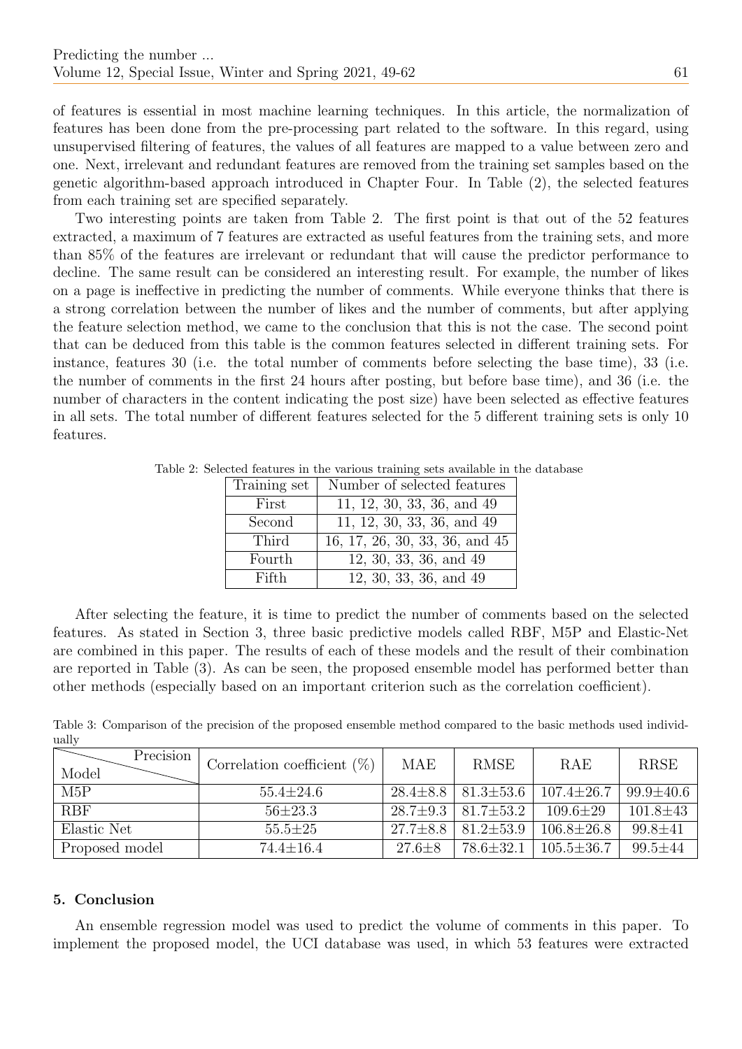of features is essential in most machine learning techniques. In this article, the normalization of features has been done from the pre-processing part related to the software. In this regard, using unsupervised filtering of features, the values of all features are mapped to a value between zero and one. Next, irrelevant and redundant features are removed from the training set samples based on the genetic algorithm-based approach introduced in Chapter Four. In Table (2), the selected features from each training set are specified separately.

Two interesting points are taken from Table 2. The first point is that out of the 52 features extracted, a maximum of 7 features are extracted as useful features from the training sets, and more than 85% of the features are irrelevant or redundant that will cause the predictor performance to decline. The same result can be considered an interesting result. For example, the number of likes on a page is ineffective in predicting the number of comments. While everyone thinks that there is a strong correlation between the number of likes and the number of comments, but after applying the feature selection method, we came to the conclusion that this is not the case. The second point that can be deduced from this table is the common features selected in different training sets. For instance, features 30 (i.e. the total number of comments before selecting the base time), 33 (i.e. the number of comments in the first 24 hours after posting, but before base time), and 36 (i.e. the number of characters in the content indicating the post size) have been selected as effective features in all sets. The total number of different features selected for the 5 different training sets is only 10 features.

Table 2: Selected features in the various training sets available in the database

| Training set | Number of selected features |
|---|---|
| First | 11, 12, 30, 33, 36, and 49 |
| Second | 11, 12, 30, 33, 36, and 49 |
| Third | 16, 17, 26, 30, 33, 36, and 45 |
| Fourth | 12, 30, 33, 36, and 49 |
| Fifth | 12, 30, 33, 36, and 49 |

After selecting the feature, it is time to predict the number of comments based on the selected features. As stated in Section 3, three basic predictive models called RBF, M5P and Elastic-Net are combined in this paper. The results of each of these models and the result of their combination are reported in Table (3). As can be seen, the proposed ensemble model has performed better than other methods (especially based on an important criterion such as the correlation coefficient).

Table 3: Comparison of the precision of the proposed ensemble method compared to the basic methods used individually

| Model \ Precision | Correlation coefficient (%) | MAE | RMSE | RAE | RRSE |
|---|---|---|---|---|---|
| M5P | 55.4±24.6 | 28.4±8.8 | 81.3±53.6 | 107.4±26.7 | 99.9±40.6 |
| RBF | 56±23.3 | 28.7±9.3 | 81.7±53.2 | 109.6±29 | 101.8±43 |
| Elastic Net | 55.5±25 | 27.7±8.8 | 81.2±53.9 | 106.8±26.8 | 99.8±41 |
| Proposed model | 74.4±16.4 | 27.6±8 | 78.6±32.1 | 105.5±36.7 | 99.5±44 |

## 5. Conclusion

An ensemble regression model was used to predict the volume of comments in this paper. To implement the proposed model, the UCI database was used, in which 53 features were extracted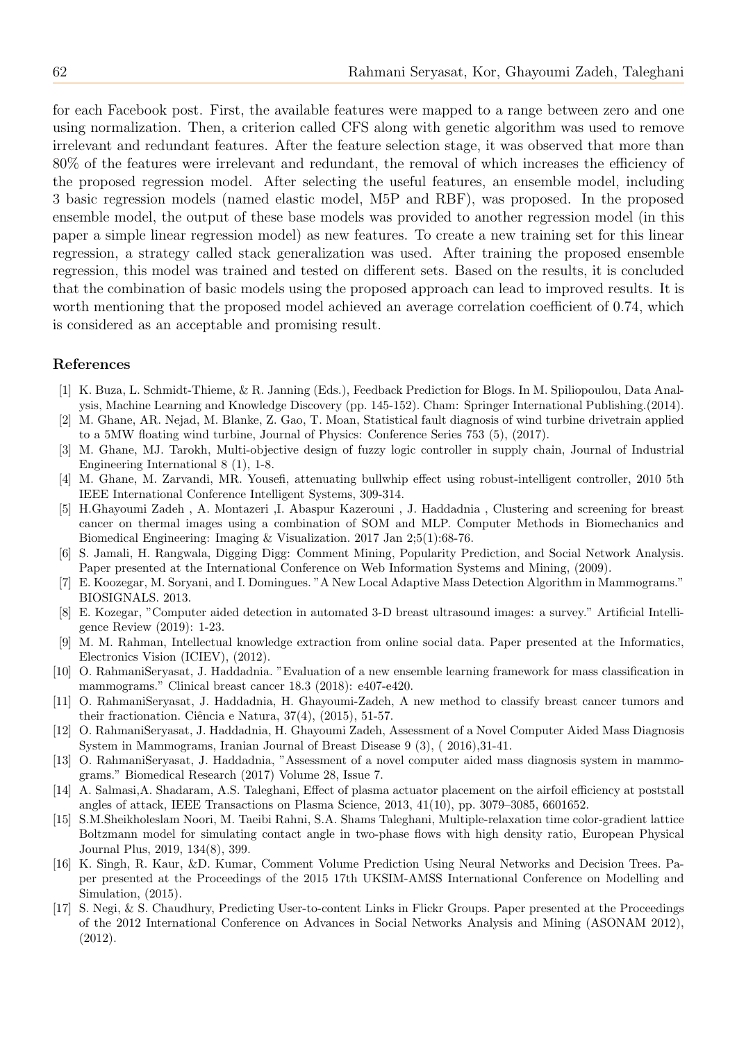for each Facebook post. First, the available features were mapped to a range between zero and one using normalization. Then, a criterion called CFS along with genetic algorithm was used to remove irrelevant and redundant features. After the feature selection stage, it was observed that more than 80% of the features were irrelevant and redundant, the removal of which increases the efficiency of the proposed regression model. After selecting the useful features, an ensemble model, including 3 basic regression models (named elastic model, M5P and RBF), was proposed. In the proposed ensemble model, the output of these base models was provided to another regression model (in this paper a simple linear regression model) as new features. To create a new training set for this linear regression, a strategy called stack generalization was used. After training the proposed ensemble regression, this model was trained and tested on different sets. Based on the results, it is concluded that the combination of basic models using the proposed approach can lead to improved results. It is worth mentioning that the proposed model achieved an average correlation coefficient of 0.74, which is considered as an acceptable and promising result.

## References

[1] K. Buza, L. Schmidt-Thieme, & R. Janning (Eds.), Feedback Prediction for Blogs. In M. Spiliopoulou, Data Analysis, Machine Learning and Knowledge Discovery (pp. 145-152). Cham: Springer International Publishing.(2014).

[2] M. Ghane, AR. Nejad, M. Blanke, Z. Gao, T. Moan, Statistical fault diagnosis of wind turbine drivetrain applied to a 5MW floating wind turbine, Journal of Physics: Conference Series 753 (5), (2017).

[3] M. Ghane, MJ. Tarokh, Multi-objective design of fuzzy logic controller in supply chain, Journal of Industrial Engineering International 8 (1), 1-8.

[4] M. Ghane, M. Zarvandi, MR. Yousefi, attenuating bullwhip effect using robust-intelligent controller, 2010 5th IEEE International Conference Intelligent Systems, 309-314.

[5] H.Ghayoumi Zadeh , A. Montazeri ,I. Abaspur Kazerouni , J. Haddadnia , Clustering and screening for breast cancer on thermal images using a combination of SOM and MLP. Computer Methods in Biomechanics and Biomedical Engineering: Imaging & Visualization. 2017 Jan 2;5(1):68-76.

[6] S. Jamali, H. Rangwala, Digging Digg: Comment Mining, Popularity Prediction, and Social Network Analysis. Paper presented at the International Conference on Web Information Systems and Mining, (2009).

[7] E. Koozegar, M. Soryani, and I. Domingues. "A New Local Adaptive Mass Detection Algorithm in Mammograms." BIOSIGNALS. 2013.

[8] E. Kozegar, "Computer aided detection in automated 3-D breast ultrasound images: a survey." Artificial Intelligence Review (2019): 1-23.

[9] M. M. Rahman, Intellectual knowledge extraction from online social data. Paper presented at the Informatics, Electronics Vision (ICIEV), (2012).

[10] O. RahmaniSeryasat, J. Haddadnia. "Evaluation of a new ensemble learning framework for mass classification in mammograms." Clinical breast cancer 18.3 (2018): e407-e420.

[11] O. RahmaniSeryasat, J. Haddadnia, H. Ghayoumi-Zadeh, A new method to classify breast cancer tumors and their fractionation. Ciência e Natura, 37(4), (2015), 51-57.

[12] O. RahmaniSeryasat, J. Haddadnia, H. Ghayoumi Zadeh, Assessment of a Novel Computer Aided Mass Diagnosis System in Mammograms, Iranian Journal of Breast Disease 9 (3), ( 2016),31-41.

[13] O. RahmaniSeryasat, J. Haddadnia, "Assessment of a novel computer aided mass diagnosis system in mammograms." Biomedical Research (2017) Volume 28, Issue 7.

[14] A. Salmasi,A. Shadaram, A.S. Taleghani, Effect of plasma actuator placement on the airfoil efficiency at poststall angles of attack, IEEE Transactions on Plasma Science, 2013, 41(10), pp. 3079–3085, 6601652.

[15] S.M.Sheikholeslam Noori, M. Taeibi Rahni, S.A. Shams Taleghani, Multiple-relaxation time color-gradient lattice Boltzmann model for simulating contact angle in two-phase flows with high density ratio, European Physical Journal Plus, 2019, 134(8), 399.

[16] K. Singh, R. Kaur, &D. Kumar, Comment Volume Prediction Using Neural Networks and Decision Trees. Paper presented at the Proceedings of the 2015 17th UKSIM-AMSS International Conference on Modelling and Simulation, (2015).

[17] S. Negi, & S. Chaudhury, Predicting User-to-content Links in Flickr Groups. Paper presented at the Proceedings of the 2012 International Conference on Advances in Social Networks Analysis and Mining (ASONAM 2012), (2012).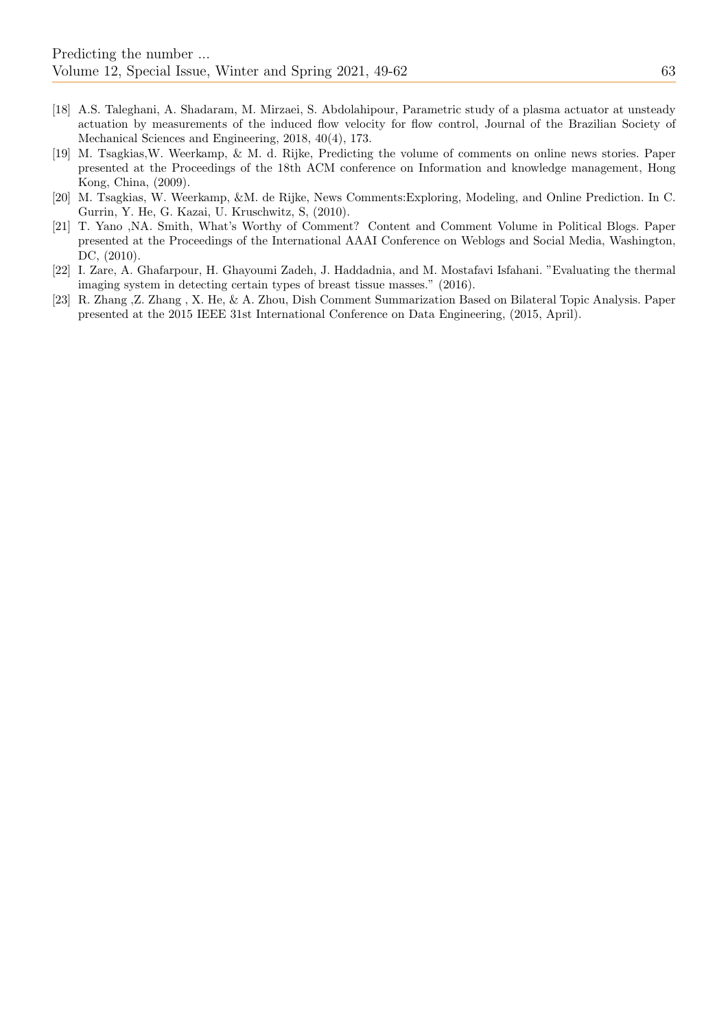[18] A.S. Taleghani, A. Shadaram, M. Mirzaei, S. Abdolahipour, Parametric study of a plasma actuator at unsteady actuation by measurements of the induced flow velocity for flow control, Journal of the Brazilian Society of Mechanical Sciences and Engineering, 2018, 40(4), 173.

[19] M. Tsagkias,W. Weerkamp, & M. d. Rijke, Predicting the volume of comments on online news stories. Paper presented at the Proceedings of the 18th ACM conference on Information and knowledge management, Hong Kong, China, (2009).

[20] M. Tsagkias, W. Weerkamp, &M. de Rijke, News Comments:Exploring, Modeling, and Online Prediction. In C. Gurrin, Y. He, G. Kazai, U. Kruschwitz, S, (2010).

[21] T. Yano ,NA. Smith, What's Worthy of Comment? Content and Comment Volume in Political Blogs. Paper presented at the Proceedings of the International AAAI Conference on Weblogs and Social Media, Washington, DC, (2010).

[22] I. Zare, A. Ghafarpour, H. Ghayoumi Zadeh, J. Haddadnia, and M. Mostafavi Isfahani. "Evaluating the thermal imaging system in detecting certain types of breast tissue masses." (2016).

[23] R. Zhang ,Z. Zhang , X. He, & A. Zhou, Dish Comment Summarization Based on Bilateral Topic Analysis. Paper presented at the 2015 IEEE 31st International Conference on Data Engineering, (2015, April).